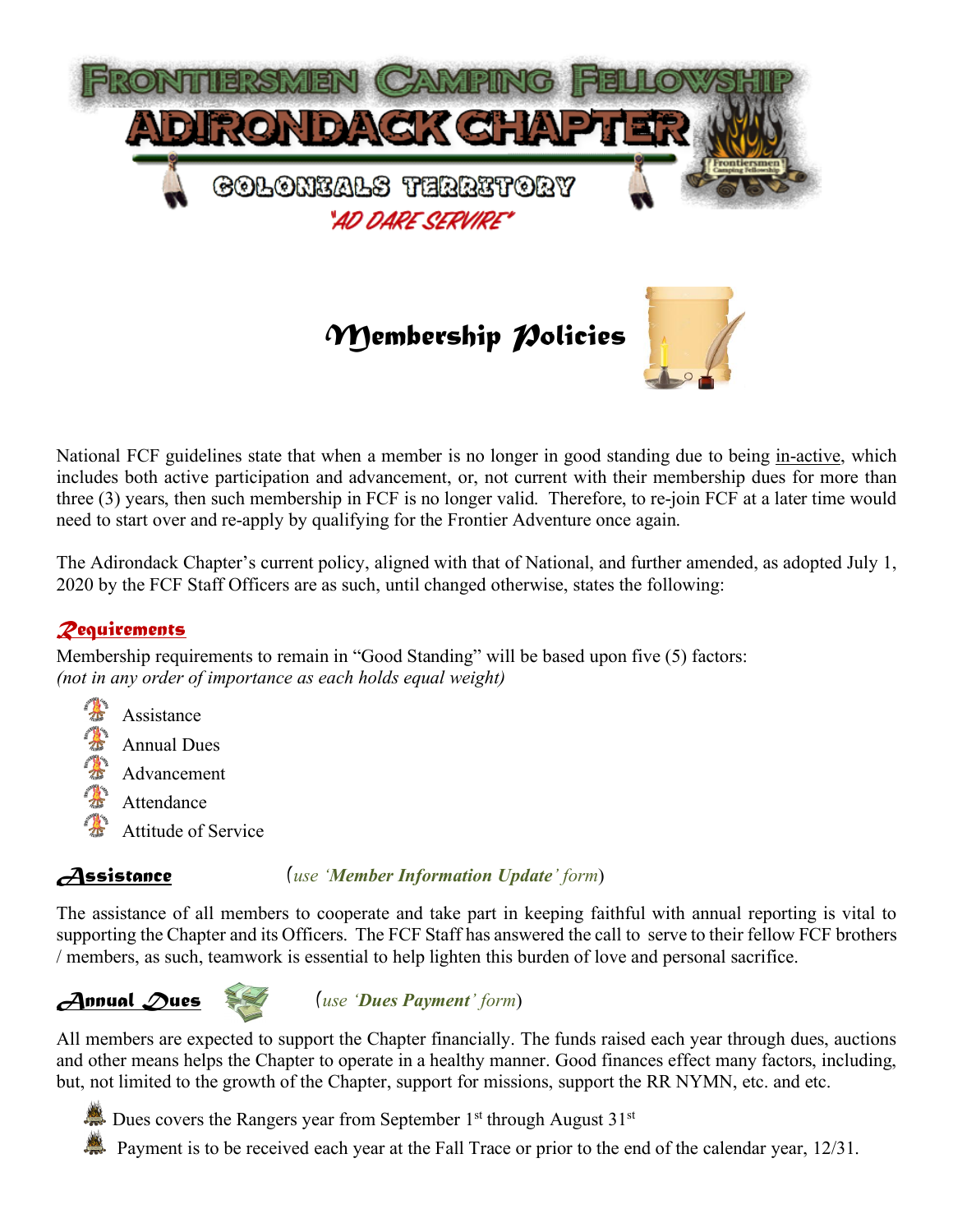# Frontiersmen Camping Fellowship
# Adirondack Chapter
## Colonials Territory
*"AD DARE SERVIRE"*

# Membership Policies

National FCF guidelines state that when a member is no longer in good standing due to being <u>in-active</u>, which includes both active participation and advancement, or, not current with their membership dues for more than three (3) years, then such membership in FCF is no longer valid. Therefore, to re-join FCF at a later time would need to start over and re-apply by qualifying for the Frontier Adventure once again.

The Adirondack Chapter's current policy, aligned with that of National, and further amended, as adopted July 1, 2020 by the FCF Staff Officers are as such, until changed otherwise, states the following:

## Requirements

Membership requirements to remain in "Good Standing" will be based upon five (5) factors:
*(not in any order of importance as each holds equal weight)*

- Assistance
- Annual Dues
- Advancement
- Attendance
- Attitude of Service

## Assistance

(*use '**Member Information Update**' form*)

The assistance of all members to cooperate and take part in keeping faithful with annual reporting is vital to supporting the Chapter and its Officers. The FCF Staff has answered the call to serve to their fellow FCF brothers / members, as such, teamwork is essential to help lighten this burden of love and personal sacrifice.

## Annual Dues

(*use '**Dues Payment**' form*)

All members are expected to support the Chapter financially. The funds raised each year through dues, auctions and other means helps the Chapter to operate in a healthy manner. Good finances effect many factors, including, but, not limited to the growth of the Chapter, support for missions, support the RR NYMN, etc. and etc.

- Dues covers the Rangers year from September 1st through August 31st
- Payment is to be received each year at the Fall Trace or prior to the end of the calendar year, 12/31.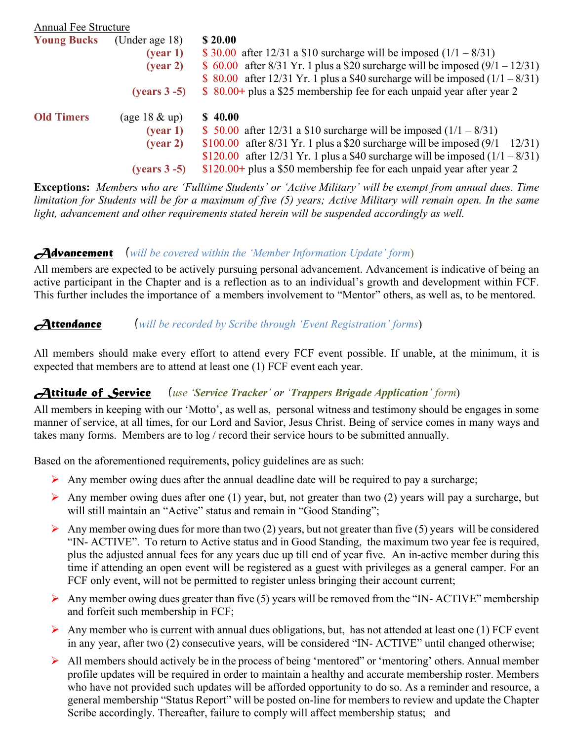Annual Fee Structure

| | | | |
|---|---|---|---|
| **Young Bucks** | (Under age 18) | **$ 20.00** | |
| | **(year 1)** | $ 30.00 | after 12/31 a $10 surcharge will be imposed (1/1 – 8/31) |
| | **(year 2)** | $ 60.00 | after 8/31 Yr. 1 plus a $20 surcharge will be imposed (9/1 – 12/31) |
| | | $ 80.00 | after 12/31 Yr. 1 plus a $40 surcharge will be imposed (1/1 – 8/31) |
| | **(years 3 -5)** | $ 80.00+ | plus a $25 membership fee for each unpaid year after year 2 |
| **Old Timers** | (age 18 & up) | **$ 40.00** | |
| | **(year 1)** | $ 50.00 | after 12/31 a $10 surcharge will be imposed (1/1 – 8/31) |
| | **(year 2)** | $100.00 | after 8/31 Yr. 1 plus a $20 surcharge will be imposed (9/1 – 12/31) |
| | | $120.00 | after 12/31 Yr. 1 plus a $40 surcharge will be imposed (1/1 – 8/31) |
| | **(years 3 -5)** | $120.00+ | plus a $50 membership fee for each unpaid year after year 2 |

**Exceptions:** *Members who are 'Fulltime Students' or 'Active Military' will be exempt from annual dues. Time limitation for Students will be for a maximum of five (5) years; Active Military will remain open. In the same light, advancement and other requirements stated herein will be suspended accordingly as well.*

## Advancement (*will be covered within the 'Member Information Update' form*)

All members are expected to be actively pursuing personal advancement. Advancement is indicative of being an active participant in the Chapter and is a reflection as to an individual's growth and development within FCF. This further includes the importance of a members involvement to "Mentor" others, as well as, to be mentored.

## Attendance (*will be recorded by Scribe through 'Event Registration' forms*)

All members should make every effort to attend every FCF event possible. If unable, at the minimum, it is expected that members are to attend at least one (1) FCF event each year.

## Attitude of Service (*use '**Service Tracker**' or '**Trappers Brigade Application**' form*)

All members in keeping with our 'Motto', as well as, personal witness and testimony should be engages in some manner of service, at all times, for our Lord and Savior, Jesus Christ. Being of service comes in many ways and takes many forms. Members are to log / record their service hours to be submitted annually.

Based on the aforementioned requirements, policy guidelines are as such:

- Any member owing dues after the annual deadline date will be required to pay a surcharge;
- Any member owing dues after one (1) year, but, not greater than two (2) years will pay a surcharge, but will still maintain an "Active" status and remain in "Good Standing";
- Any member owing dues for more than two (2) years, but not greater than five (5) years will be considered "IN- ACTIVE". To return to Active status and in Good Standing, the maximum two year fee is required, plus the adjusted annual fees for any years due up till end of year five. An in-active member during this time if attending an open event will be registered as a guest with privileges as a general camper. For an FCF only event, will not be permitted to register unless bringing their account current;
- Any member owing dues greater than five (5) years will be removed from the "IN- ACTIVE" membership and forfeit such membership in FCF;
- Any member who is current with annual dues obligations, but, has not attended at least one (1) FCF event in any year, after two (2) consecutive years, will be considered "IN- ACTIVE" until changed otherwise;
- All members should actively be in the process of being 'mentored" or 'mentoring' others. Annual member profile updates will be required in order to maintain a healthy and accurate membership roster. Members who have not provided such updates will be afforded opportunity to do so. As a reminder and resource, a general membership "Status Report" will be posted on-line for members to review and update the Chapter Scribe accordingly. Thereafter, failure to comply will affect membership status; and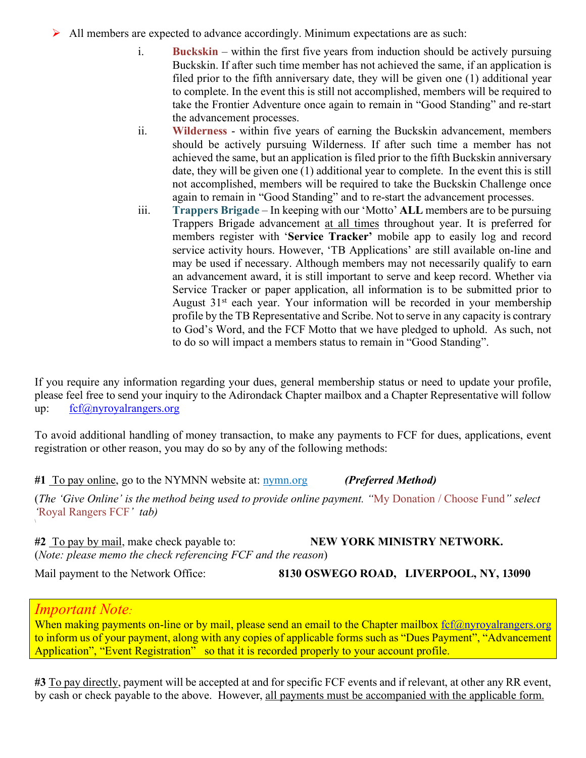- All members are expected to advance accordingly. Minimum expectations are as such:

    i. **Buckskin** – within the first five years from induction should be actively pursuing Buckskin. If after such time member has not achieved the same, if an application is filed prior to the fifth anniversary date, they will be given one (1) additional year to complete. In the event this is still not accomplished, members will be required to take the Frontier Adventure once again to remain in "Good Standing" and re-start the advancement processes.

    ii. **Wilderness** - within five years of earning the Buckskin advancement, members should be actively pursuing Wilderness. If after such time a member has not achieved the same, but an application is filed prior to the fifth Buckskin anniversary date, they will be given one (1) additional year to complete. In the event this is still not accomplished, members will be required to take the Buckskin Challenge once again to remain in "Good Standing" and to re-start the advancement processes.

    iii. **Trappers Brigade** – In keeping with our 'Motto' **ALL** members are to be pursuing Trappers Brigade advancement <u>at all times</u> throughout year. It is preferred for members register with '**Service Tracker'** mobile app to easily log and record service activity hours. However, 'TB Applications' are still available on-line and may be used if necessary. Although members may not necessarily qualify to earn an advancement award, it is still important to serve and keep record. Whether via Service Tracker or paper application, all information is to be submitted prior to August 31st each year. Your information will be recorded in your membership profile by the TB Representative and Scribe. Not to serve in any capacity is contrary to God's Word, and the FCF Motto that we have pledged to uphold. As such, not to do so will impact a members status to remain in "Good Standing".

If you require any information regarding your dues, general membership status or need to update your profile, please feel free to send your inquiry to the Adirondack Chapter mailbox and a Chapter Representative will follow up: fcf@nyroyalrangers.org

To avoid additional handling of money transaction, to make any payments to FCF for dues, applications, event registration or other reason, you may do so by any of the following methods:

**#1** <u>To pay online</u>, go to the NYMNN website at: nymn.org ***(Preferred Method)***

(*The 'Give Online' is the method being used to provide online payment. "*My Donation / Choose Fund*" select '*Royal Rangers FCF*' tab)*

**#2** <u>To pay by mail</u>, make check payable to: **NEW YORK MINISTRY NETWORK.**
(*Note: please memo the check referencing FCF and the reason*)

Mail payment to the Network Office: **8130 OSWEGO ROAD, LIVERPOOL, NY, 13090**

*Important Note:*
When making payments on-line or by mail, please send an email to the Chapter mailbox fcf@nyroyalrangers.org to inform us of your payment, along with any copies of applicable forms such as "Dues Payment", "Advancement Application", "Event Registration" so that it is recorded properly to your account profile.

**#3** <u>To pay directly</u>, payment will be accepted at and for specific FCF events and if relevant, at other any RR event, by cash or check payable to the above. However, <u>all payments must be accompanied with the applicable form.</u>